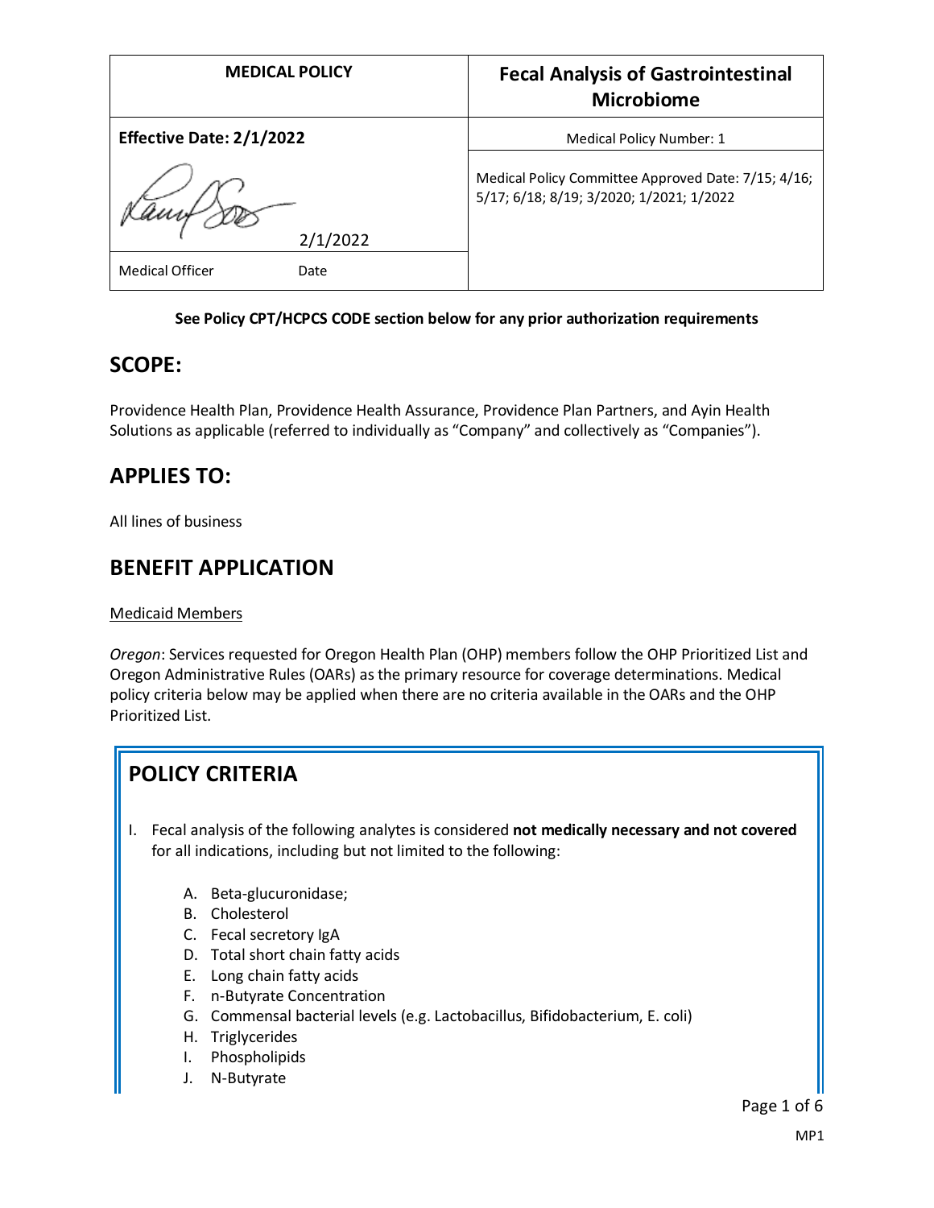| MEDICAL POLICY | Fecal Analysis of Gastrointestinal Microbiome |
|---|---|
| **Effective Date: 2/1/2022** | Medical Policy Number: 1 |
| 2/1/2022 | Medical Policy Committee Approved Date: 7/15; 4/16; 5/17; 6/18; 8/19; 3/2020; 1/2021; 1/2022 |
| Medical Officer Date | |

**See Policy CPT/HCPCS CODE section below for any prior authorization requirements**

## SCOPE:

Providence Health Plan, Providence Health Assurance, Providence Plan Partners, and Ayin Health Solutions as applicable (referred to individually as "Company" and collectively as "Companies").

## APPLIES TO:

All lines of business

## BENEFIT APPLICATION

Medicaid Members

*Oregon*: Services requested for Oregon Health Plan (OHP) members follow the OHP Prioritized List and Oregon Administrative Rules (OARs) as the primary resource for coverage determinations. Medical policy criteria below may be applied when there are no criteria available in the OARs and the OHP Prioritized List.

## POLICY CRITERIA

I. Fecal analysis of the following analytes is considered **not medically necessary and not covered** for all indications, including but not limited to the following:

   A. Beta-glucuronidase;
   B. Cholesterol
   C. Fecal secretory IgA
   D. Total short chain fatty acids
   E. Long chain fatty acids
   F. n-Butyrate Concentration
   G. Commensal bacterial levels (e.g. Lactobacillus, Bifidobacterium, E. coli)
   H. Triglycerides
   I. Phospholipids
   J. N-Butyrate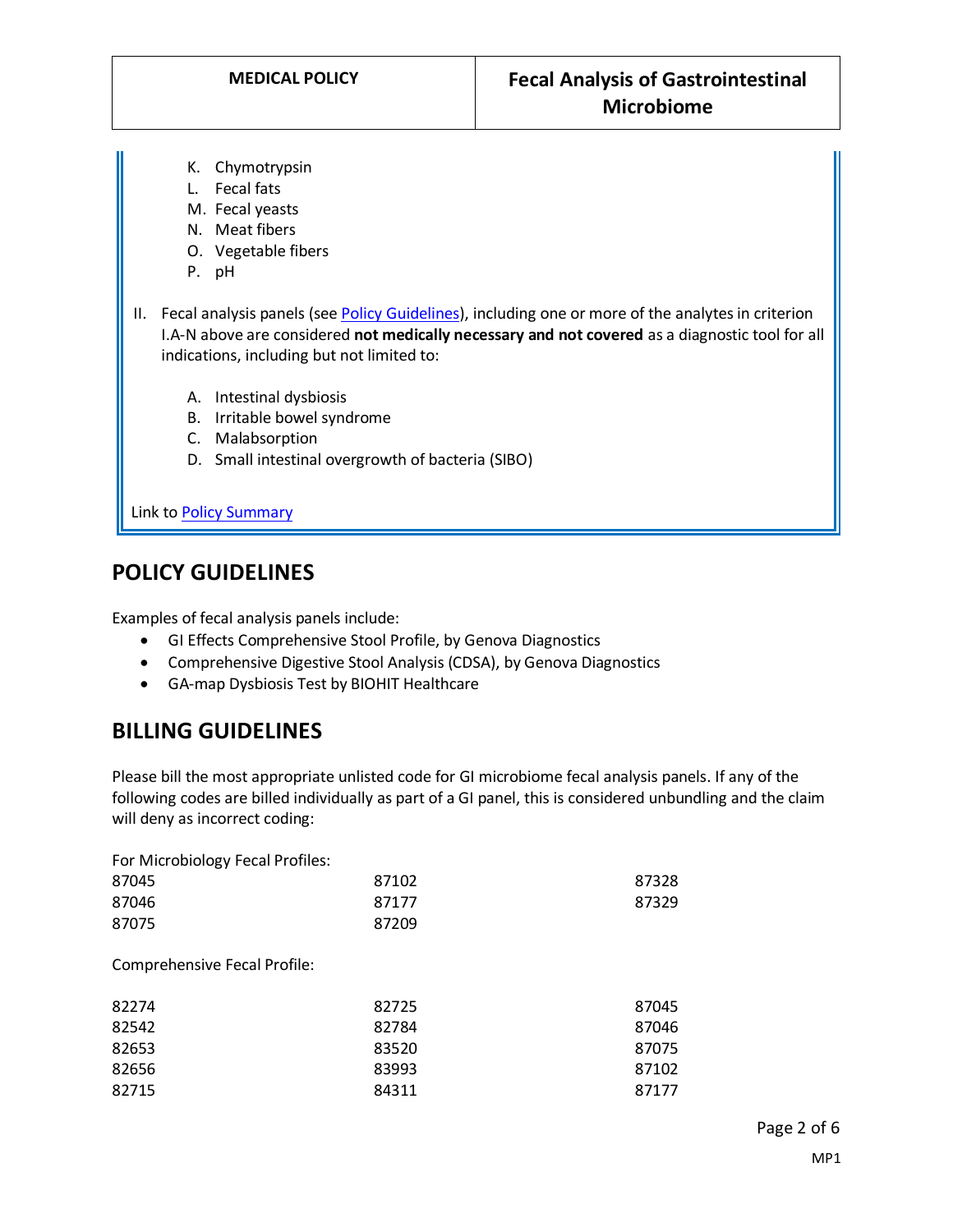K. Chymotrypsin
L. Fecal fats
M. Fecal yeasts
N. Meat fibers
O. Vegetable fibers
P. pH

II. Fecal analysis panels (see Policy Guidelines), including one or more of the analytes in criterion I.A-N above are considered **not medically necessary and not covered** as a diagnostic tool for all indications, including but not limited to:

A. Intestinal dysbiosis
B. Irritable bowel syndrome
C. Malabsorption
D. Small intestinal overgrowth of bacteria (SIBO)

Link to Policy Summary

## POLICY GUIDELINES

Examples of fecal analysis panels include:

- GI Effects Comprehensive Stool Profile, by Genova Diagnostics
- Comprehensive Digestive Stool Analysis (CDSA), by Genova Diagnostics
- GA-map Dysbiosis Test by BIOHIT Healthcare

## BILLING GUIDELINES

Please bill the most appropriate unlisted code for GI microbiome fecal analysis panels. If any of the following codes are billed individually as part of a GI panel, this is considered unbundling and the claim will deny as incorrect coding:

For Microbiology Fecal Profiles:

| | | |
|---|---|---|
| 87045 | 87102 | 87328 |
| 87046 | 87177 | 87329 |
| 87075 | 87209 | |

Comprehensive Fecal Profile:

| | | |
|---|---|---|
| 82274 | 82725 | 87045 |
| 82542 | 82784 | 87046 |
| 82653 | 83520 | 87075 |
| 82656 | 83993 | 87102 |
| 82715 | 84311 | 87177 |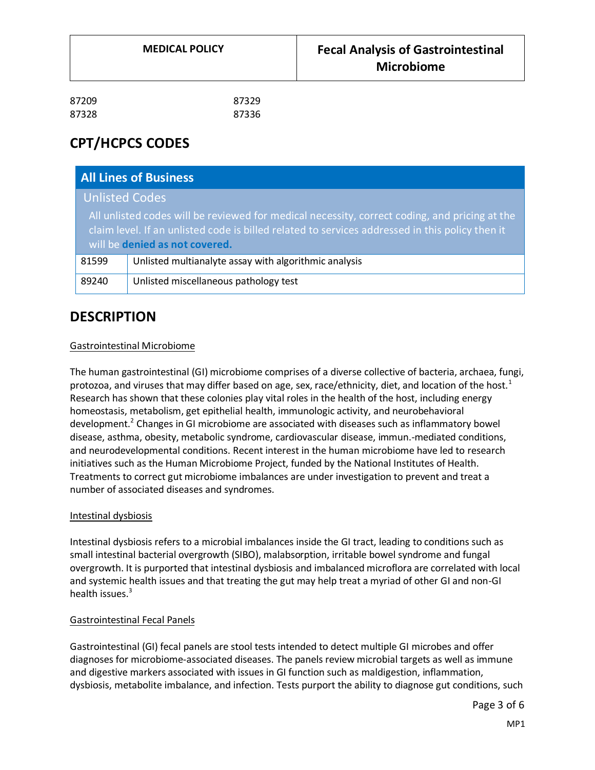| | |
|---|---|
| 87209 | 87329 |
| 87328 | 87336 |

## CPT/HCPCS CODES

| All Lines of Business | |
|---|---|
| **Unlisted Codes**<br>All unlisted codes will be reviewed for medical necessity, correct coding, and pricing at the claim level. If an unlisted code is billed related to services addressed in this policy then it will be **denied as not covered.** | |
| 81599 | Unlisted multianalyte assay with algorithmic analysis |
| 89240 | Unlisted miscellaneous pathology test |

## DESCRIPTION

Gastrointestinal Microbiome

The human gastrointestinal (GI) microbiome comprises of a diverse collective of bacteria, archaea, fungi, protozoa, and viruses that may differ based on age, sex, race/ethnicity, diet, and location of the host.[1] Research has shown that these colonies play vital roles in the health of the host, including energy homeostasis, metabolism, get epithelial health, immunologic activity, and neurobehavioral development.[2] Changes in GI microbiome are associated with diseases such as inflammatory bowel disease, asthma, obesity, metabolic syndrome, cardiovascular disease, immun.-mediated conditions, and neurodevelopmental conditions. Recent interest in the human microbiome have led to research initiatives such as the Human Microbiome Project, funded by the National Institutes of Health. Treatments to correct gut microbiome imbalances are under investigation to prevent and treat a number of associated diseases and syndromes.

Intestinal dysbiosis

Intestinal dysbiosis refers to a microbial imbalances inside the GI tract, leading to conditions such as small intestinal bacterial overgrowth (SIBO), malabsorption, irritable bowel syndrome and fungal overgrowth. It is purported that intestinal dysbiosis and imbalanced microflora are correlated with local and systemic health issues and that treating the gut may help treat a myriad of other GI and non-GI health issues.[3]

Gastrointestinal Fecal Panels

Gastrointestinal (GI) fecal panels are stool tests intended to detect multiple GI microbes and offer diagnoses for microbiome-associated diseases. The panels review microbial targets as well as immune and digestive markers associated with issues in GI function such as maldigestion, inflammation, dysbiosis, metabolite imbalance, and infection. Tests purport the ability to diagnose gut conditions, such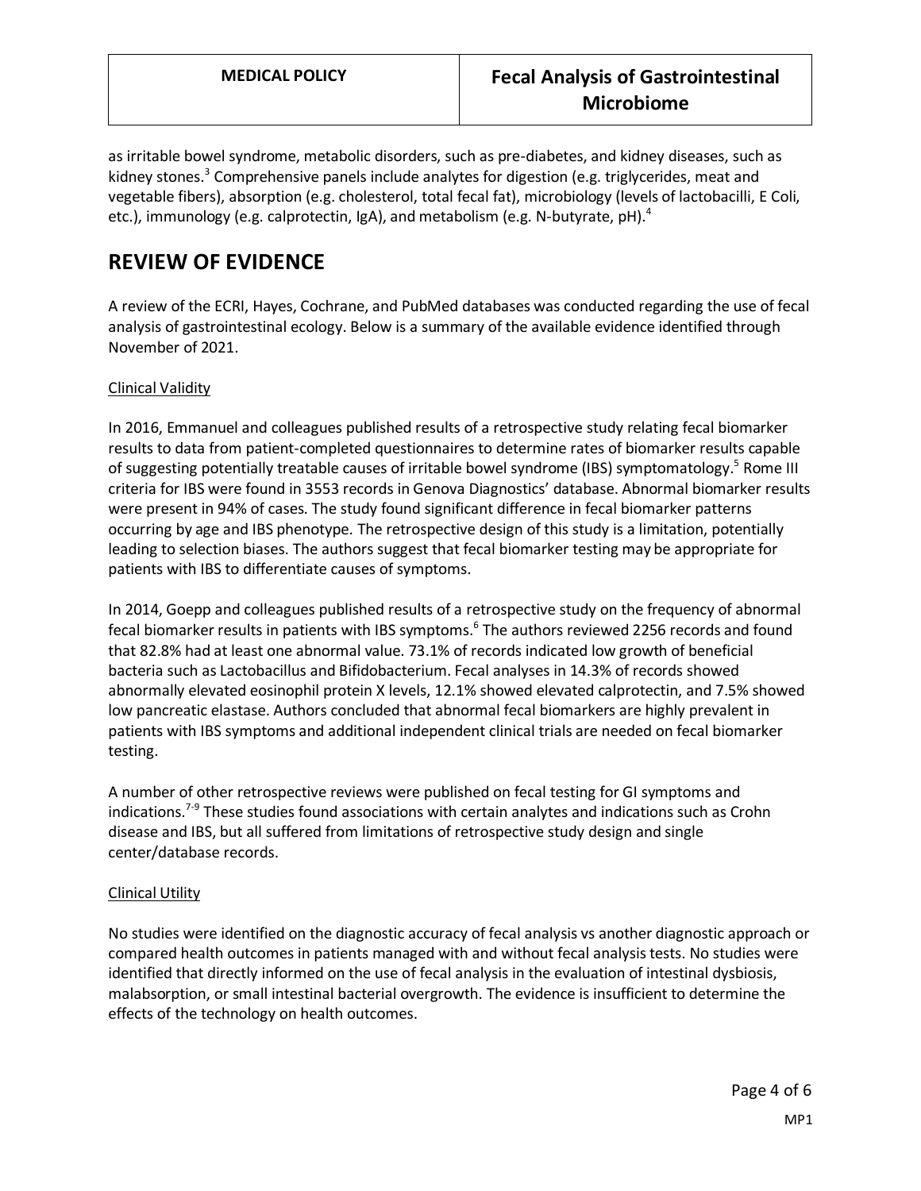as irritable bowel syndrome, metabolic disorders, such as pre-diabetes, and kidney diseases, such as kidney stones.[3] Comprehensive panels include analytes for digestion (e.g. triglycerides, meat and vegetable fibers), absorption (e.g. cholesterol, total fecal fat), microbiology (levels of lactobacilli, E Coli, etc.), immunology (e.g. calprotectin, IgA), and metabolism (e.g. N-butyrate, pH).[4]

# REVIEW OF EVIDENCE

A review of the ECRI, Hayes, Cochrane, and PubMed databases was conducted regarding the use of fecal analysis of gastrointestinal ecology. Below is a summary of the available evidence identified through November of 2021.

## Clinical Validity

In 2016, Emmanuel and colleagues published results of a retrospective study relating fecal biomarker results to data from patient-completed questionnaires to determine rates of biomarker results capable of suggesting potentially treatable causes of irritable bowel syndrome (IBS) symptomatology.[5] Rome III criteria for IBS were found in 3553 records in Genova Diagnostics' database. Abnormal biomarker results were present in 94% of cases. The study found significant difference in fecal biomarker patterns occurring by age and IBS phenotype. The retrospective design of this study is a limitation, potentially leading to selection biases. The authors suggest that fecal biomarker testing may be appropriate for patients with IBS to differentiate causes of symptoms.

In 2014, Goepp and colleagues published results of a retrospective study on the frequency of abnormal fecal biomarker results in patients with IBS symptoms.[6] The authors reviewed 2256 records and found that 82.8% had at least one abnormal value. 73.1% of records indicated low growth of beneficial bacteria such as Lactobacillus and Bifidobacterium. Fecal analyses in 14.3% of records showed abnormally elevated eosinophil protein X levels, 12.1% showed elevated calprotectin, and 7.5% showed low pancreatic elastase. Authors concluded that abnormal fecal biomarkers are highly prevalent in patients with IBS symptoms and additional independent clinical trials are needed on fecal biomarker testing.

A number of other retrospective reviews were published on fecal testing for GI symptoms and indications.[7-9] These studies found associations with certain analytes and indications such as Crohn disease and IBS, but all suffered from limitations of retrospective study design and single center/database records.

## Clinical Utility

No studies were identified on the diagnostic accuracy of fecal analysis vs another diagnostic approach or compared health outcomes in patients managed with and without fecal analysis tests. No studies were identified that directly informed on the use of fecal analysis in the evaluation of intestinal dysbiosis, malabsorption, or small intestinal bacterial overgrowth. The evidence is insufficient to determine the effects of the technology on health outcomes.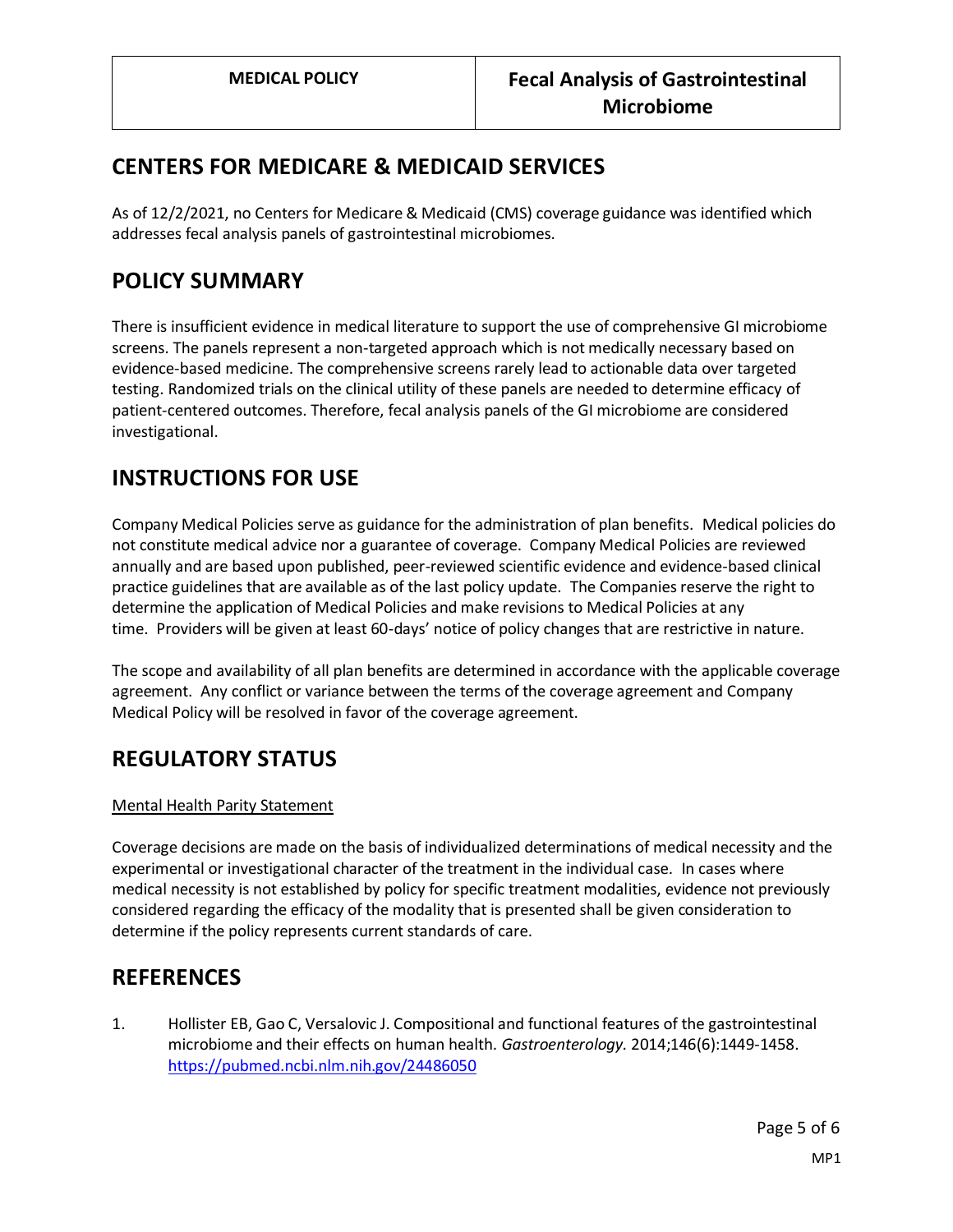## CENTERS FOR MEDICARE & MEDICAID SERVICES

As of 12/2/2021, no Centers for Medicare & Medicaid (CMS) coverage guidance was identified which addresses fecal analysis panels of gastrointestinal microbiomes.

## POLICY SUMMARY

There is insufficient evidence in medical literature to support the use of comprehensive GI microbiome screens. The panels represent a non-targeted approach which is not medically necessary based on evidence-based medicine. The comprehensive screens rarely lead to actionable data over targeted testing. Randomized trials on the clinical utility of these panels are needed to determine efficacy of patient-centered outcomes. Therefore, fecal analysis panels of the GI microbiome are considered investigational.

## INSTRUCTIONS FOR USE

Company Medical Policies serve as guidance for the administration of plan benefits. Medical policies do not constitute medical advice nor a guarantee of coverage. Company Medical Policies are reviewed annually and are based upon published, peer-reviewed scientific evidence and evidence-based clinical practice guidelines that are available as of the last policy update. The Companies reserve the right to determine the application of Medical Policies and make revisions to Medical Policies at any time. Providers will be given at least 60-days' notice of policy changes that are restrictive in nature.

The scope and availability of all plan benefits are determined in accordance with the applicable coverage agreement. Any conflict or variance between the terms of the coverage agreement and Company Medical Policy will be resolved in favor of the coverage agreement.

## REGULATORY STATUS

Mental Health Parity Statement

Coverage decisions are made on the basis of individualized determinations of medical necessity and the experimental or investigational character of the treatment in the individual case. In cases where medical necessity is not established by policy for specific treatment modalities, evidence not previously considered regarding the efficacy of the modality that is presented shall be given consideration to determine if the policy represents current standards of care.

## REFERENCES

1. Hollister EB, Gao C, Versalovic J. Compositional and functional features of the gastrointestinal microbiome and their effects on human health. *Gastroenterology.* 2014;146(6):1449-1458. https://pubmed.ncbi.nlm.nih.gov/24486050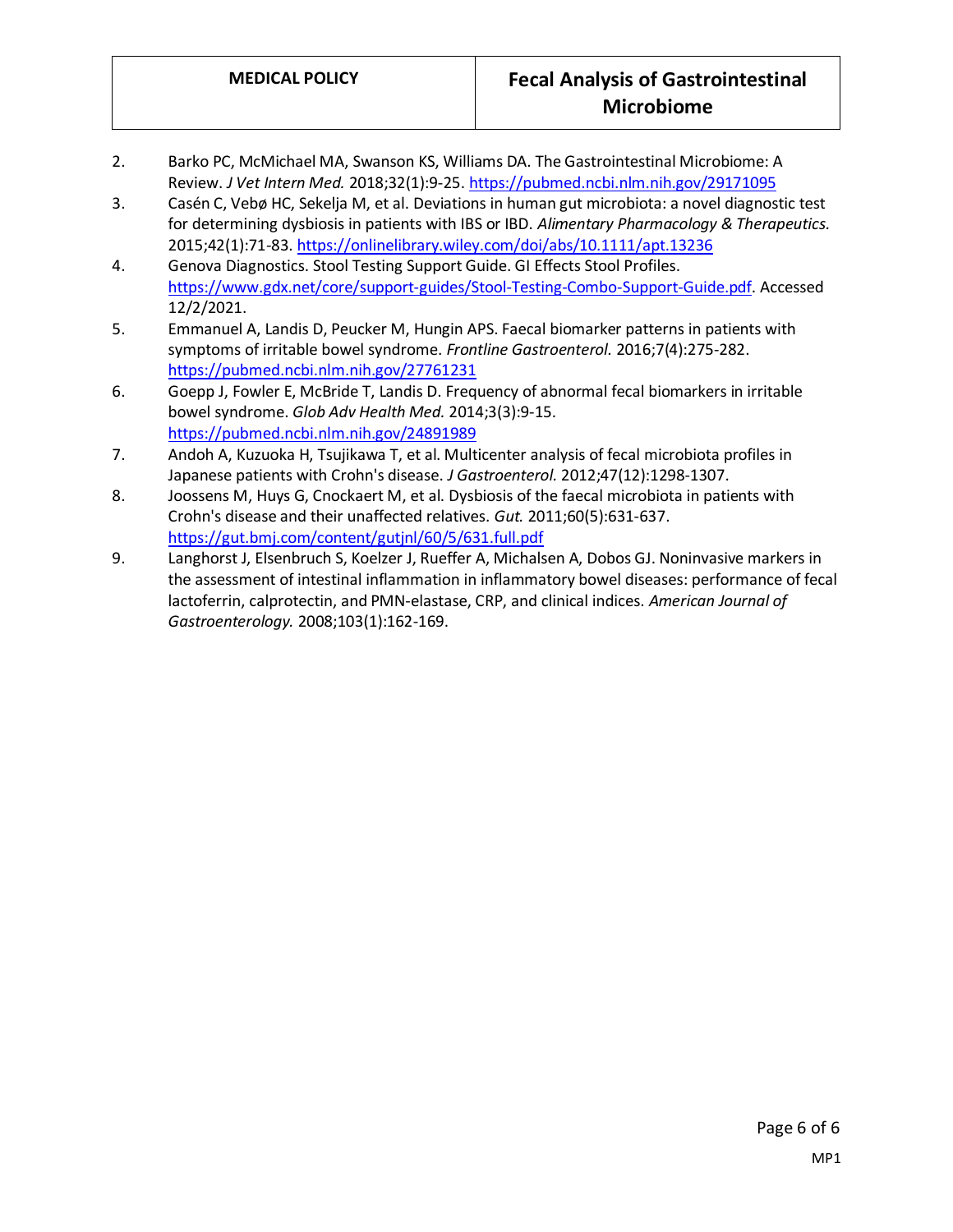2. Barko PC, McMichael MA, Swanson KS, Williams DA. The Gastrointestinal Microbiome: A Review. *J Vet Intern Med.* 2018;32(1):9-25. https://pubmed.ncbi.nlm.nih.gov/29171095
3. Casén C, Vebø HC, Sekelja M, et al. Deviations in human gut microbiota: a novel diagnostic test for determining dysbiosis in patients with IBS or IBD. *Alimentary Pharmacology & Therapeutics.* 2015;42(1):71-83. https://onlinelibrary.wiley.com/doi/abs/10.1111/apt.13236
4. Genova Diagnostics. Stool Testing Support Guide. GI Effects Stool Profiles. https://www.gdx.net/core/support-guides/Stool-Testing-Combo-Support-Guide.pdf. Accessed 12/2/2021.
5. Emmanuel A, Landis D, Peucker M, Hungin APS. Faecal biomarker patterns in patients with symptoms of irritable bowel syndrome. *Frontline Gastroenterol.* 2016;7(4):275-282. https://pubmed.ncbi.nlm.nih.gov/27761231
6. Goepp J, Fowler E, McBride T, Landis D. Frequency of abnormal fecal biomarkers in irritable bowel syndrome. *Glob Adv Health Med.* 2014;3(3):9-15. https://pubmed.ncbi.nlm.nih.gov/24891989
7. Andoh A, Kuzuoka H, Tsujikawa T, et al. Multicenter analysis of fecal microbiota profiles in Japanese patients with Crohn's disease. *J Gastroenterol.* 2012;47(12):1298-1307.
8. Joossens M, Huys G, Cnockaert M, et al. Dysbiosis of the faecal microbiota in patients with Crohn's disease and their unaffected relatives. *Gut.* 2011;60(5):631-637. https://gut.bmj.com/content/gutjnl/60/5/631.full.pdf
9. Langhorst J, Elsenbruch S, Koelzer J, Rueffer A, Michalsen A, Dobos GJ. Noninvasive markers in the assessment of intestinal inflammation in inflammatory bowel diseases: performance of fecal lactoferrin, calprotectin, and PMN-elastase, CRP, and clinical indices. *American Journal of Gastroenterology.* 2008;103(1):162-169.